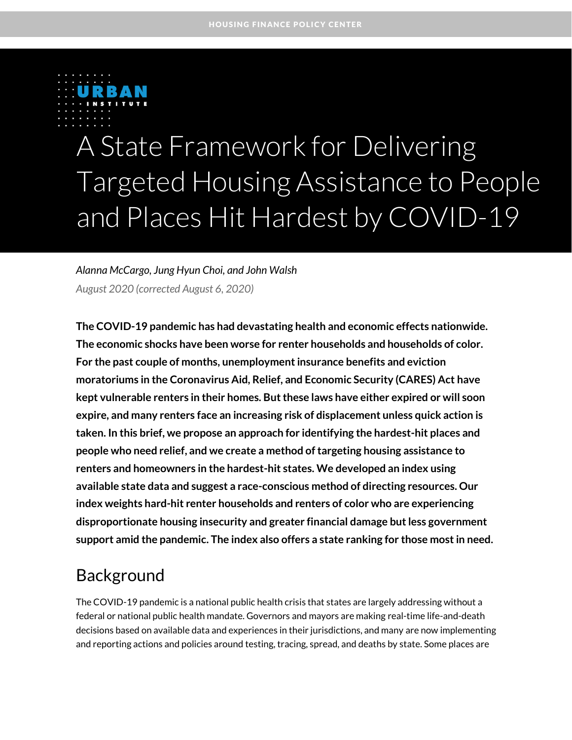HOUSING FINANCE POLICY CENTER

URBAN INSTITUTE

# A State Framework for Delivering Targeted Housing Assistance to People and Places Hit Hardest by COVID-19

*Alanna McCargo, Jung Hyun Choi, and John Walsh*

*August 2020 (corrected August 6, 2020)*

**The COVID-19 pandemic has had devastating health and economic effects nationwide. The economic shocks have been worse for renter households and households of color. For the past couple of months, unemployment insurance benefits and eviction moratoriums in the Coronavirus Aid, Relief, and Economic Security (CARES) Act have kept vulnerable renters in their homes. But these laws have either expired or will soon expire, and many renters face an increasing risk of displacement unless quick action is taken. In this brief, we propose an approach for identifying the hardest-hit places and people who need relief, and we create a method of targeting housing assistance to renters and homeowners in the hardest-hit states. We developed an index using available state data and suggest a race-conscious method of directing resources. Our index weights hard-hit renter households and renters of color who are experiencing disproportionate housing insecurity and greater financial damage but less government support amid the pandemic. The index also offers a state ranking for those most in need.**

## Background

The COVID-19 pandemic is a national public health crisis that states are largely addressing without a federal or national public health mandate. Governors and mayors are making real-time life-and-death decisions based on available data and experiences in their jurisdictions, and many are now implementing and reporting actions and policies around testing, tracing, spread, and deaths by state. Some places are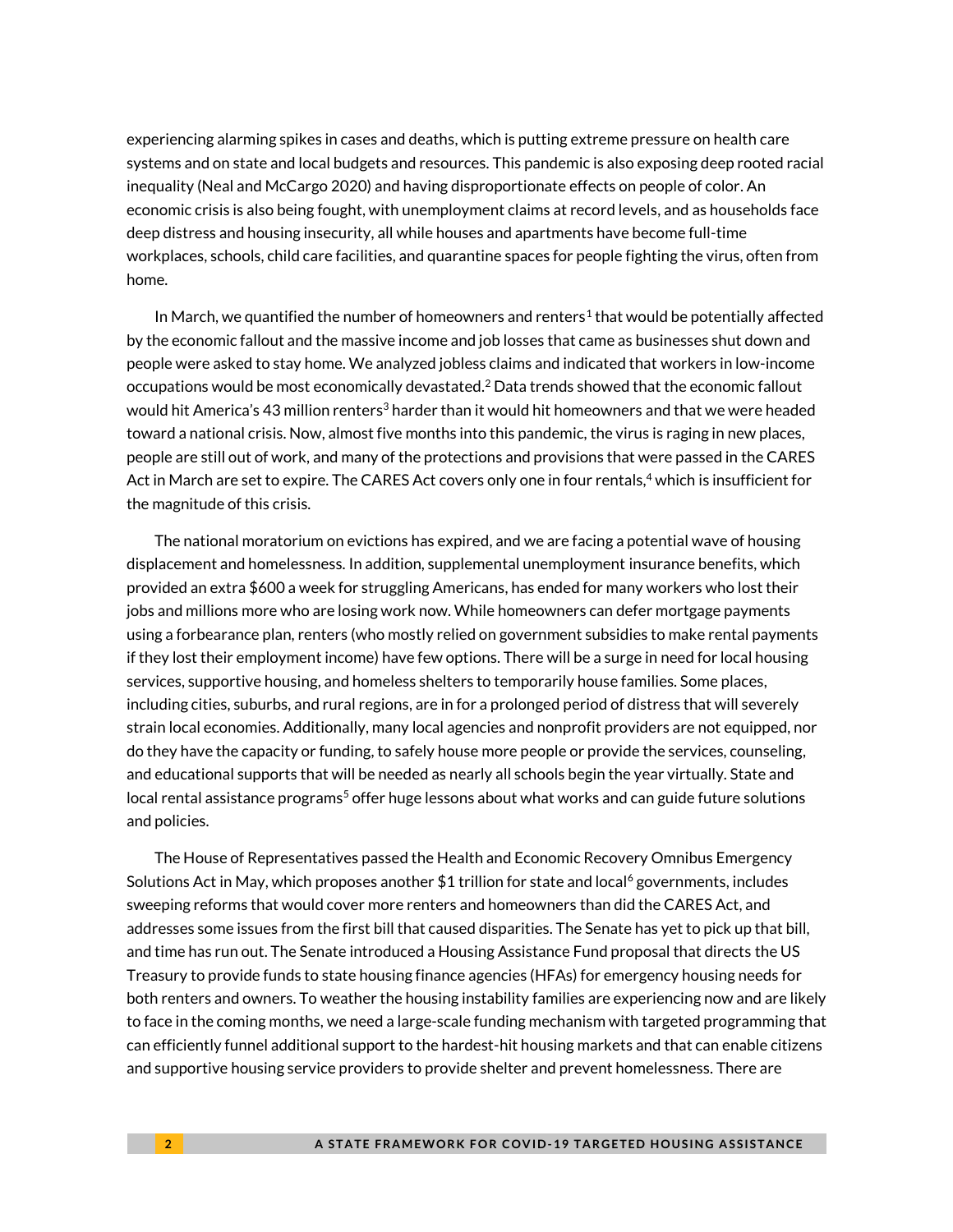experiencing alarming spikes in cases and deaths, which is putting extreme pressure on health care systems and on state and local budgets and resources. This pandemic is also exposing deep rooted racial inequality (Neal and McCargo 2020) and having disproportionate effects on people of color. An economic crisis is also being fought, with unemployment claims at record levels, and as households face deep distress and housing insecurity, all while houses and apartments have become full-time workplaces, schools, child care facilities, and quarantine spaces for people fighting the virus, often from home.

In March, we quantified the number of homeowners and renters[1] that would be potentially affected by the economic fallout and the massive income and job losses that came as businesses shut down and people were asked to stay home. We analyzed jobless claims and indicated that workers in low-income occupations would be most economically devastated.[2] Data trends showed that the economic fallout would hit America's 43 million renters[3] harder than it would hit homeowners and that we were headed toward a national crisis. Now, almost five months into this pandemic, the virus is raging in new places, people are still out of work, and many of the protections and provisions that were passed in the CARES Act in March are set to expire. The CARES Act covers only one in four rentals,[4] which is insufficient for the magnitude of this crisis.

The national moratorium on evictions has expired, and we are facing a potential wave of housing displacement and homelessness. In addition, supplemental unemployment insurance benefits, which provided an extra $600 a week for struggling Americans, has ended for many workers who lost their jobs and millions more who are losing work now. While homeowners can defer mortgage payments using a forbearance plan, renters (who mostly relied on government subsidies to make rental payments if they lost their employment income) have few options. There will be a surge in need for local housing services, supportive housing, and homeless shelters to temporarily house families. Some places, including cities, suburbs, and rural regions, are in for a prolonged period of distress that will severely strain local economies. Additionally, many local agencies and nonprofit providers are not equipped, nor do they have the capacity or funding, to safely house more people or provide the services, counseling, and educational supports that will be needed as nearly all schools begin the year virtually. State and local rental assistance programs[5] offer huge lessons about what works and can guide future solutions and policies.

The House of Representatives passed the Health and Economic Recovery Omnibus Emergency Solutions Act in May, which proposes another $1 trillion for state and local[6] governments, includes sweeping reforms that would cover more renters and homeowners than did the CARES Act, and addresses some issues from the first bill that caused disparities. The Senate has yet to pick up that bill, and time has run out. The Senate introduced a Housing Assistance Fund proposal that directs the US Treasury to provide funds to state housing finance agencies (HFAs) for emergency housing needs for both renters and owners. To weather the housing instability families are experiencing now and are likely to face in the coming months, we need a large-scale funding mechanism with targeted programming that can efficiently funnel additional support to the hardest-hit housing markets and that can enable citizens and supportive housing service providers to provide shelter and prevent homelessness. There are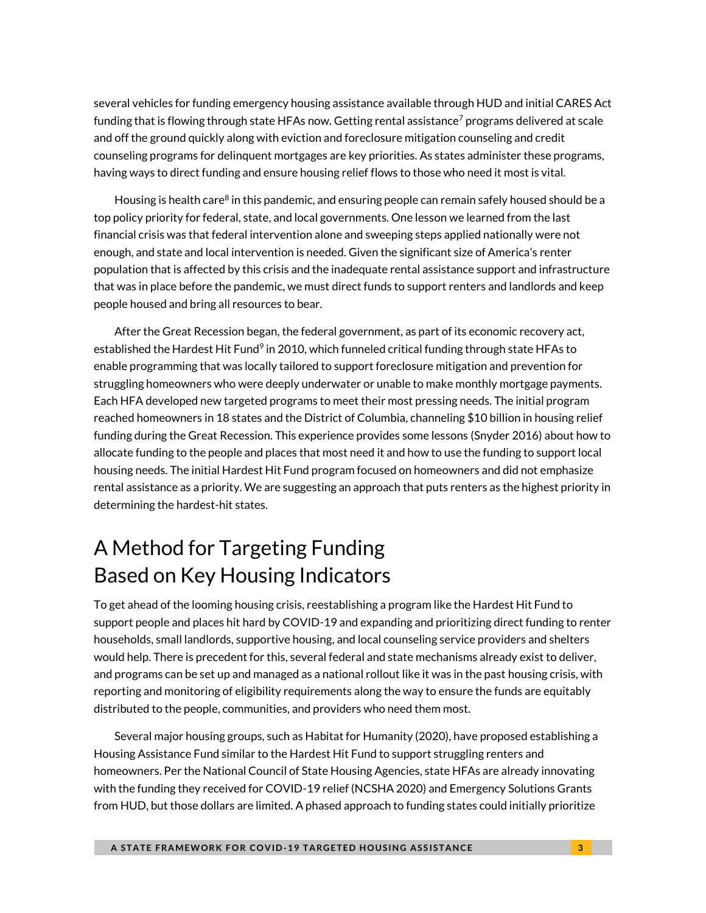several vehicles for funding emergency housing assistance available through HUD and initial CARES Act funding that is flowing through state HFAs now. Getting rental assistance[7] programs delivered at scale and off the ground quickly along with eviction and foreclosure mitigation counseling and credit counseling programs for delinquent mortgages are key priorities. As states administer these programs, having ways to direct funding and ensure housing relief flows to those who need it most is vital.

Housing is health care[8] in this pandemic, and ensuring people can remain safely housed should be a top policy priority for federal, state, and local governments. One lesson we learned from the last financial crisis was that federal intervention alone and sweeping steps applied nationally were not enough, and state and local intervention is needed. Given the significant size of America's renter population that is affected by this crisis and the inadequate rental assistance support and infrastructure that was in place before the pandemic, we must direct funds to support renters and landlords and keep people housed and bring all resources to bear.

After the Great Recession began, the federal government, as part of its economic recovery act, established the Hardest Hit Fund[9] in 2010, which funneled critical funding through state HFAs to enable programming that was locally tailored to support foreclosure mitigation and prevention for struggling homeowners who were deeply underwater or unable to make monthly mortgage payments. Each HFA developed new targeted programs to meet their most pressing needs. The initial program reached homeowners in 18 states and the District of Columbia, channeling $10 billion in housing relief funding during the Great Recession. This experience provides some lessons (Snyder 2016) about how to allocate funding to the people and places that most need it and how to use the funding to support local housing needs. The initial Hardest Hit Fund program focused on homeowners and did not emphasize rental assistance as a priority. We are suggesting an approach that puts renters as the highest priority in determining the hardest-hit states.

# A Method for Targeting Funding Based on Key Housing Indicators

To get ahead of the looming housing crisis, reestablishing a program like the Hardest Hit Fund to support people and places hit hard by COVID-19 and expanding and prioritizing direct funding to renter households, small landlords, supportive housing, and local counseling service providers and shelters would help. There is precedent for this, several federal and state mechanisms already exist to deliver, and programs can be set up and managed as a national rollout like it was in the past housing crisis, with reporting and monitoring of eligibility requirements along the way to ensure the funds are equitably distributed to the people, communities, and providers who need them most.

Several major housing groups, such as Habitat for Humanity (2020), have proposed establishing a Housing Assistance Fund similar to the Hardest Hit Fund to support struggling renters and homeowners. Per the National Council of State Housing Agencies, state HFAs are already innovating with the funding they received for COVID-19 relief (NCSHA 2020) and Emergency Solutions Grants from HUD, but those dollars are limited. A phased approach to funding states could initially prioritize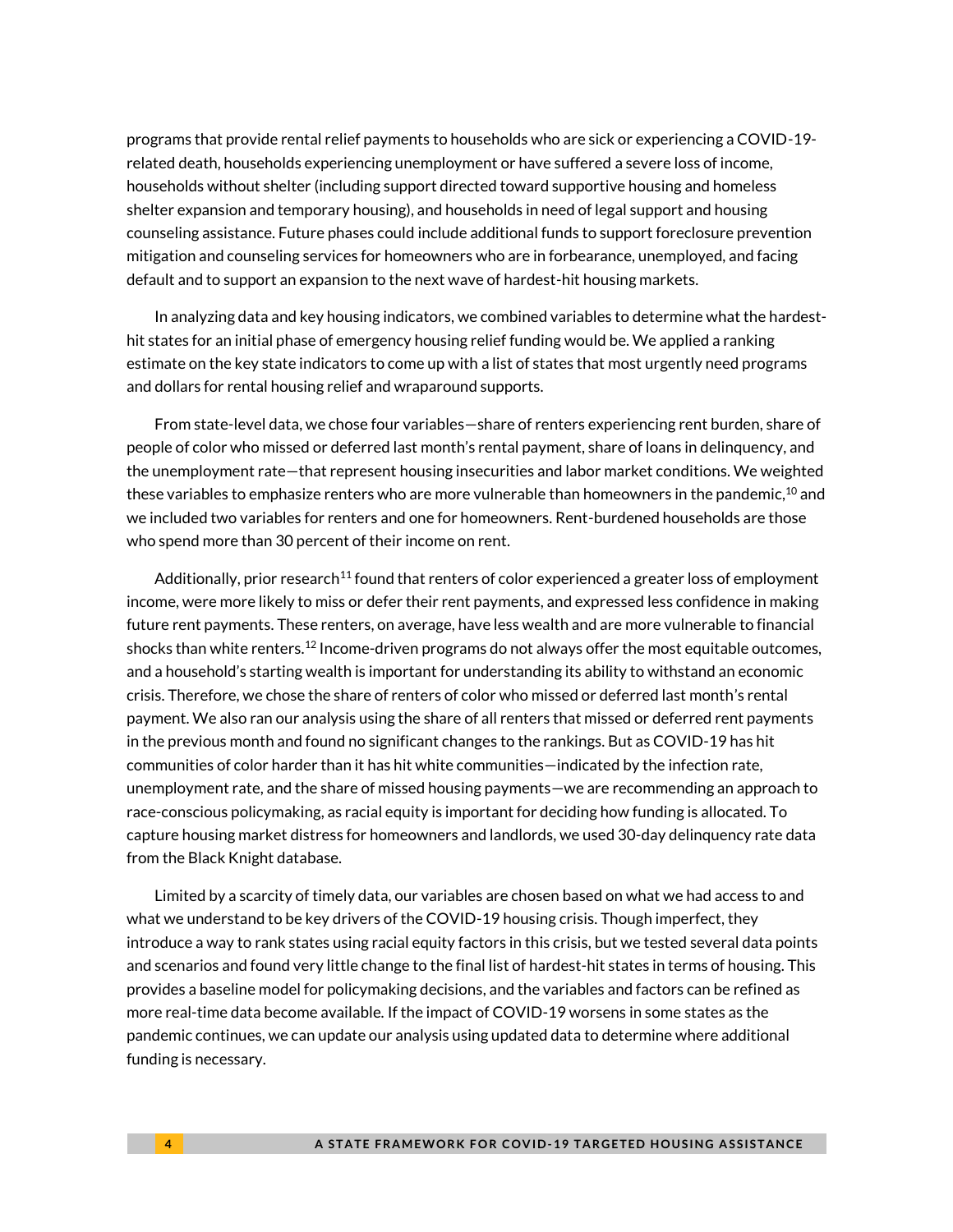programs that provide rental relief payments to households who are sick or experiencing a COVID-19-related death, households experiencing unemployment or have suffered a severe loss of income, households without shelter (including support directed toward supportive housing and homeless shelter expansion and temporary housing), and households in need of legal support and housing counseling assistance. Future phases could include additional funds to support foreclosure prevention mitigation and counseling services for homeowners who are in forbearance, unemployed, and facing default and to support an expansion to the next wave of hardest-hit housing markets.

In analyzing data and key housing indicators, we combined variables to determine what the hardest-hit states for an initial phase of emergency housing relief funding would be. We applied a ranking estimate on the key state indicators to come up with a list of states that most urgently need programs and dollars for rental housing relief and wraparound supports.

From state-level data, we chose four variables—share of renters experiencing rent burden, share of people of color who missed or deferred last month's rental payment, share of loans in delinquency, and the unemployment rate—that represent housing insecurities and labor market conditions. We weighted these variables to emphasize renters who are more vulnerable than homeowners in the pandemic,[10] and we included two variables for renters and one for homeowners. Rent-burdened households are those who spend more than 30 percent of their income on rent.

Additionally, prior research[11] found that renters of color experienced a greater loss of employment income, were more likely to miss or defer their rent payments, and expressed less confidence in making future rent payments. These renters, on average, have less wealth and are more vulnerable to financial shocks than white renters.[12] Income-driven programs do not always offer the most equitable outcomes, and a household's starting wealth is important for understanding its ability to withstand an economic crisis. Therefore, we chose the share of renters of color who missed or deferred last month's rental payment. We also ran our analysis using the share of all renters that missed or deferred rent payments in the previous month and found no significant changes to the rankings. But as COVID-19 has hit communities of color harder than it has hit white communities—indicated by the infection rate, unemployment rate, and the share of missed housing payments—we are recommending an approach to race-conscious policymaking, as racial equity is important for deciding how funding is allocated. To capture housing market distress for homeowners and landlords, we used 30-day delinquency rate data from the Black Knight database.

Limited by a scarcity of timely data, our variables are chosen based on what we had access to and what we understand to be key drivers of the COVID-19 housing crisis. Though imperfect, they introduce a way to rank states using racial equity factors in this crisis, but we tested several data points and scenarios and found very little change to the final list of hardest-hit states in terms of housing. This provides a baseline model for policymaking decisions, and the variables and factors can be refined as more real-time data become available. If the impact of COVID-19 worsens in some states as the pandemic continues, we can update our analysis using updated data to determine where additional funding is necessary.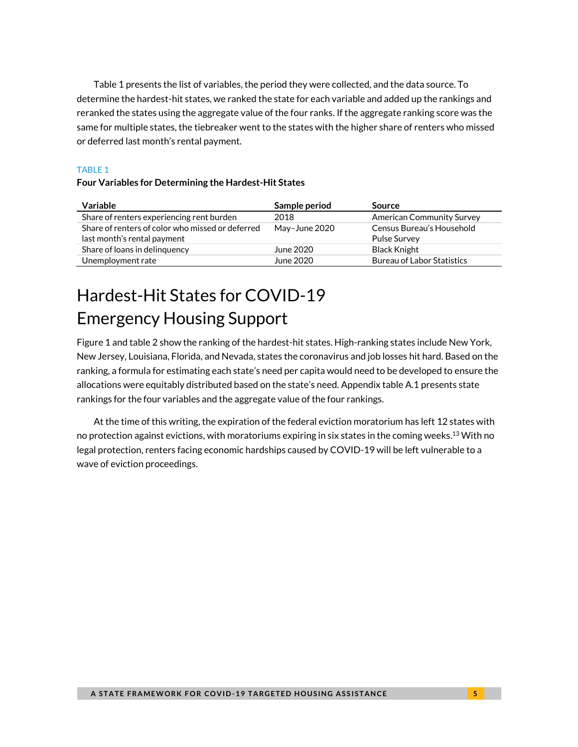Table 1 presents the list of variables, the period they were collected, and the data source. To determine the hardest-hit states, we ranked the state for each variable and added up the rankings and reranked the states using the aggregate value of the four ranks. If the aggregate ranking score was the same for multiple states, the tiebreaker went to the states with the higher share of renters who missed or deferred last month's rental payment.

TABLE 1

**Four Variables for Determining the Hardest-Hit States**

| Variable | Sample period | Source |
|---|---|---|
| Share of renters experiencing rent burden | 2018 | American Community Survey |
| Share of renters of color who missed or deferred last month's rental payment | May–June 2020 | Census Bureau's Household Pulse Survey |
| Share of loans in delinquency | June 2020 | Black Knight |
| Unemployment rate | June 2020 | Bureau of Labor Statistics |

# Hardest-Hit States for COVID-19 Emergency Housing Support

Figure 1 and table 2 show the ranking of the hardest-hit states. High-ranking states include New York, New Jersey, Louisiana, Florida, and Nevada, states the coronavirus and job losses hit hard. Based on the ranking, a formula for estimating each state's need per capita would need to be developed to ensure the allocations were equitably distributed based on the state's need. Appendix table A.1 presents state rankings for the four variables and the aggregate value of the four rankings.

At the time of this writing, the expiration of the federal eviction moratorium has left 12 states with no protection against evictions, with moratoriums expiring in six states in the coming weeks.[13] With no legal protection, renters facing economic hardships caused by COVID-19 will be left vulnerable to a wave of eviction proceedings.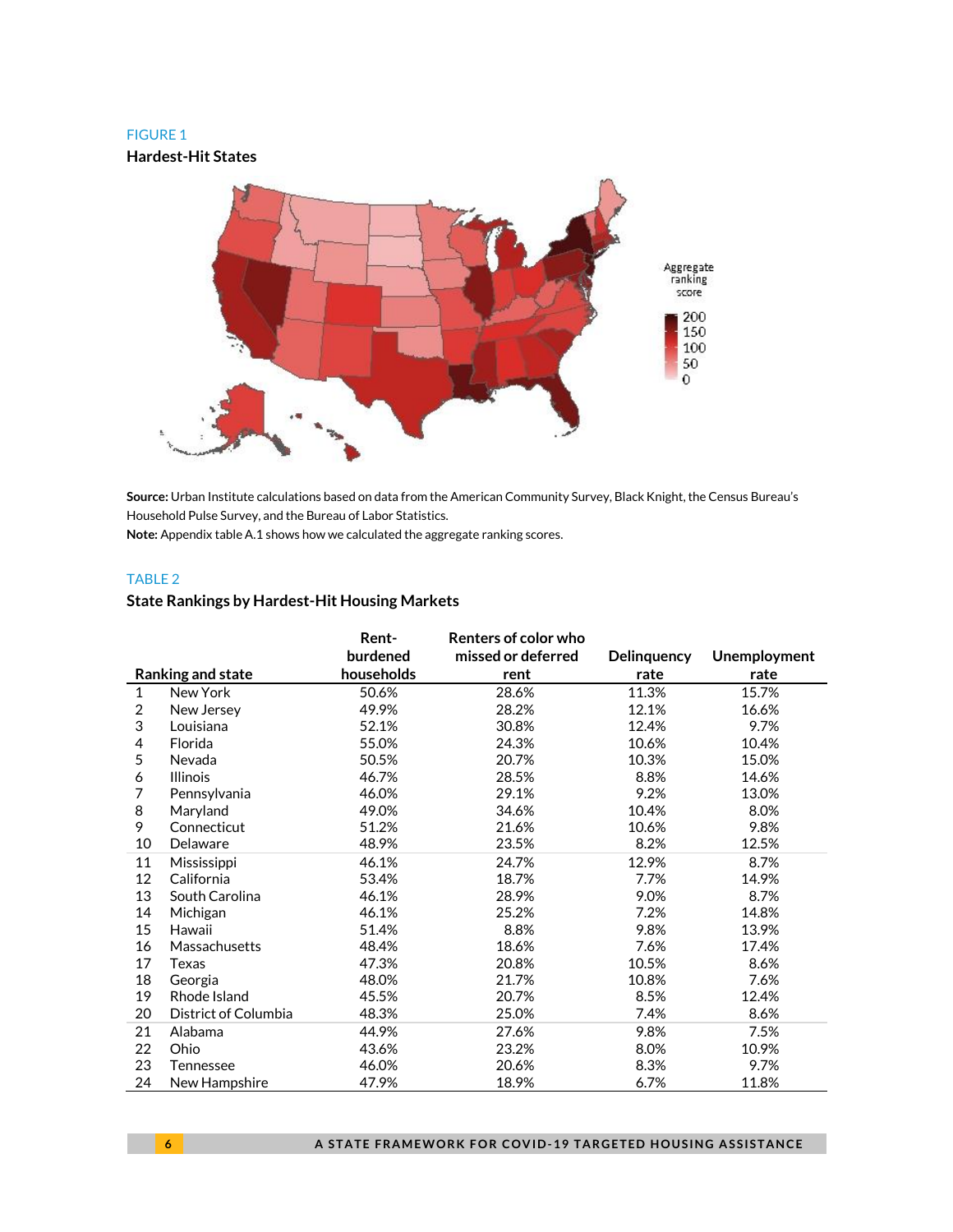FIGURE 1

**Hardest-Hit States**

**Source:** Urban Institute calculations based on data from the American Community Survey, Black Knight, the Census Bureau's Household Pulse Survey, and the Bureau of Labor Statistics.

**Note:** Appendix table A.1 shows how we calculated the aggregate ranking scores.

TABLE 2

**State Rankings by Hardest-Hit Housing Markets**

| Ranking and state | | Rent-burdened households | Renters of color who missed or deferred rent | Delinquency rate | Unemployment rate |
|---|---|---|---|---|---|
| 1 | New York | 50.6% | 28.6% | 11.3% | 15.7% |
| 2 | New Jersey | 49.9% | 28.2% | 12.1% | 16.6% |
| 3 | Louisiana | 52.1% | 30.8% | 12.4% | 9.7% |
| 4 | Florida | 55.0% | 24.3% | 10.6% | 10.4% |
| 5 | Nevada | 50.5% | 20.7% | 10.3% | 15.0% |
| 6 | Illinois | 46.7% | 28.5% | 8.8% | 14.6% |
| 7 | Pennsylvania | 46.0% | 29.1% | 9.2% | 13.0% |
| 8 | Maryland | 49.0% | 34.6% | 10.4% | 8.0% |
| 9 | Connecticut | 51.2% | 21.6% | 10.6% | 9.8% |
| 10 | Delaware | 48.9% | 23.5% | 8.2% | 12.5% |
| 11 | Mississippi | 46.1% | 24.7% | 12.9% | 8.7% |
| 12 | California | 53.4% | 18.7% | 7.7% | 14.9% |
| 13 | South Carolina | 46.1% | 28.9% | 9.0% | 8.7% |
| 14 | Michigan | 46.1% | 25.2% | 7.2% | 14.8% |
| 15 | Hawaii | 51.4% | 8.8% | 9.8% | 13.9% |
| 16 | Massachusetts | 48.4% | 18.6% | 7.6% | 17.4% |
| 17 | Texas | 47.3% | 20.8% | 10.5% | 8.6% |
| 18 | Georgia | 48.0% | 21.7% | 10.8% | 7.6% |
| 19 | Rhode Island | 45.5% | 20.7% | 8.5% | 12.4% |
| 20 | District of Columbia | 48.3% | 25.0% | 7.4% | 8.6% |
| 21 | Alabama | 44.9% | 27.6% | 9.8% | 7.5% |
| 22 | Ohio | 43.6% | 23.2% | 8.0% | 10.9% |
| 23 | Tennessee | 46.0% | 20.6% | 8.3% | 9.7% |
| 24 | New Hampshire | 47.9% | 18.9% | 6.7% | 11.8% |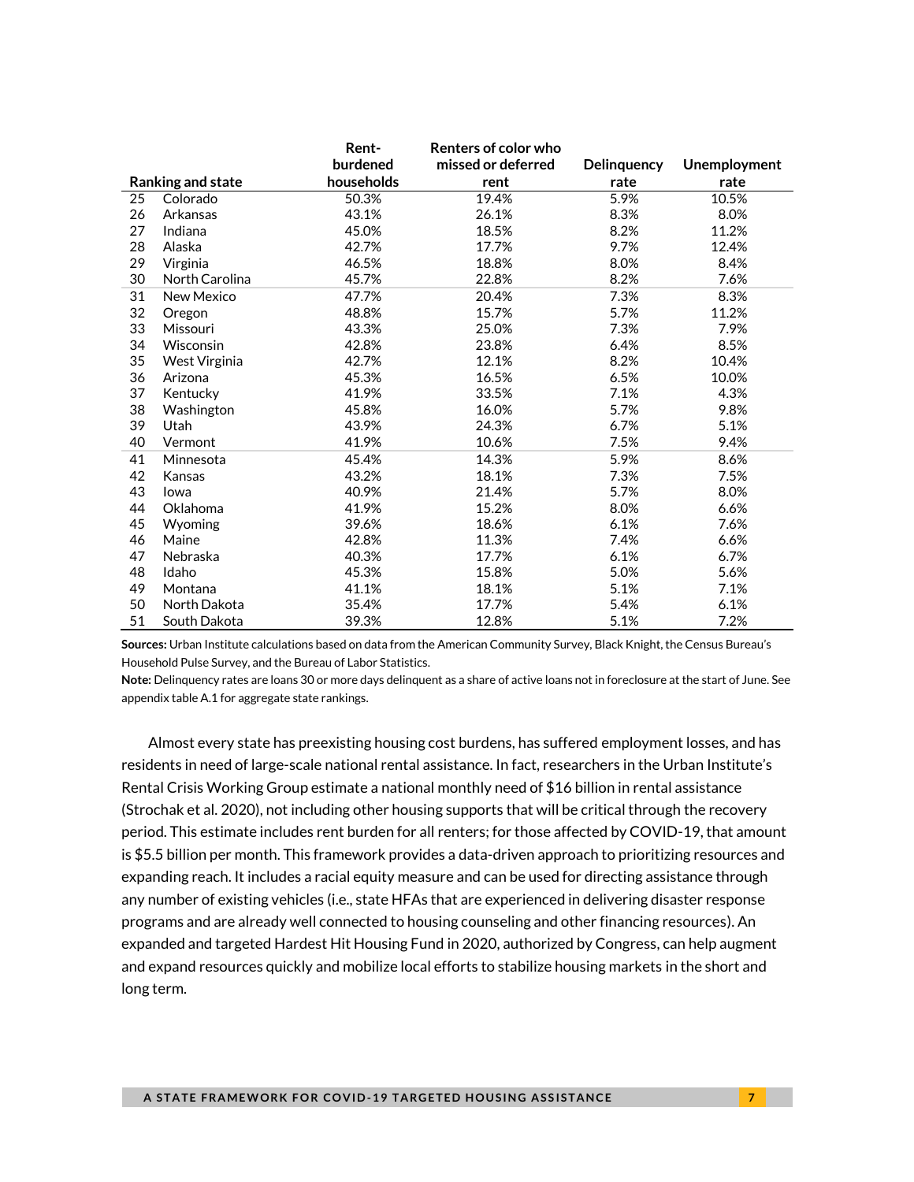| Ranking and state | | Rent-burdened households | Renters of color who missed or deferred rent | Delinquency rate | Unemployment rate |
|---|---|---|---|---|---|
| 25 | Colorado | 50.3% | 19.4% | 5.9% | 10.5% |
| 26 | Arkansas | 43.1% | 26.1% | 8.3% | 8.0% |
| 27 | Indiana | 45.0% | 18.5% | 8.2% | 11.2% |
| 28 | Alaska | 42.7% | 17.7% | 9.7% | 12.4% |
| 29 | Virginia | 46.5% | 18.8% | 8.0% | 8.4% |
| 30 | North Carolina | 45.7% | 22.8% | 8.2% | 7.6% |
| 31 | New Mexico | 47.7% | 20.4% | 7.3% | 8.3% |
| 32 | Oregon | 48.8% | 15.7% | 5.7% | 11.2% |
| 33 | Missouri | 43.3% | 25.0% | 7.3% | 7.9% |
| 34 | Wisconsin | 42.8% | 23.8% | 6.4% | 8.5% |
| 35 | West Virginia | 42.7% | 12.1% | 8.2% | 10.4% |
| 36 | Arizona | 45.3% | 16.5% | 6.5% | 10.0% |
| 37 | Kentucky | 41.9% | 33.5% | 7.1% | 4.3% |
| 38 | Washington | 45.8% | 16.0% | 5.7% | 9.8% |
| 39 | Utah | 43.9% | 24.3% | 6.7% | 5.1% |
| 40 | Vermont | 41.9% | 10.6% | 7.5% | 9.4% |
| 41 | Minnesota | 45.4% | 14.3% | 5.9% | 8.6% |
| 42 | Kansas | 43.2% | 18.1% | 7.3% | 7.5% |
| 43 | Iowa | 40.9% | 21.4% | 5.7% | 8.0% |
| 44 | Oklahoma | 41.9% | 15.2% | 8.0% | 6.6% |
| 45 | Wyoming | 39.6% | 18.6% | 6.1% | 7.6% |
| 46 | Maine | 42.8% | 11.3% | 7.4% | 6.6% |
| 47 | Nebraska | 40.3% | 17.7% | 6.1% | 6.7% |
| 48 | Idaho | 45.3% | 15.8% | 5.0% | 5.6% |
| 49 | Montana | 41.1% | 18.1% | 5.1% | 7.1% |
| 50 | North Dakota | 35.4% | 17.7% | 5.4% | 6.1% |
| 51 | South Dakota | 39.3% | 12.8% | 5.1% | 7.2% |

**Sources:** Urban Institute calculations based on data from the American Community Survey, Black Knight, the Census Bureau's Household Pulse Survey, and the Bureau of Labor Statistics.

**Note:** Delinquency rates are loans 30 or more days delinquent as a share of active loans not in foreclosure at the start of June. See appendix table A.1 for aggregate state rankings.

Almost every state has preexisting housing cost burdens, has suffered employment losses, and has residents in need of large-scale national rental assistance. In fact, researchers in the Urban Institute's Rental Crisis Working Group estimate a national monthly need of $16 billion in rental assistance (Strochak et al. 2020), not including other housing supports that will be critical through the recovery period. This estimate includes rent burden for all renters; for those affected by COVID-19, that amount is $5.5 billion per month. This framework provides a data-driven approach to prioritizing resources and expanding reach. It includes a racial equity measure and can be used for directing assistance through any number of existing vehicles (i.e., state HFAs that are experienced in delivering disaster response programs and are already well connected to housing counseling and other financing resources). An expanded and targeted Hardest Hit Housing Fund in 2020, authorized by Congress, can help augment and expand resources quickly and mobilize local efforts to stabilize housing markets in the short and long term.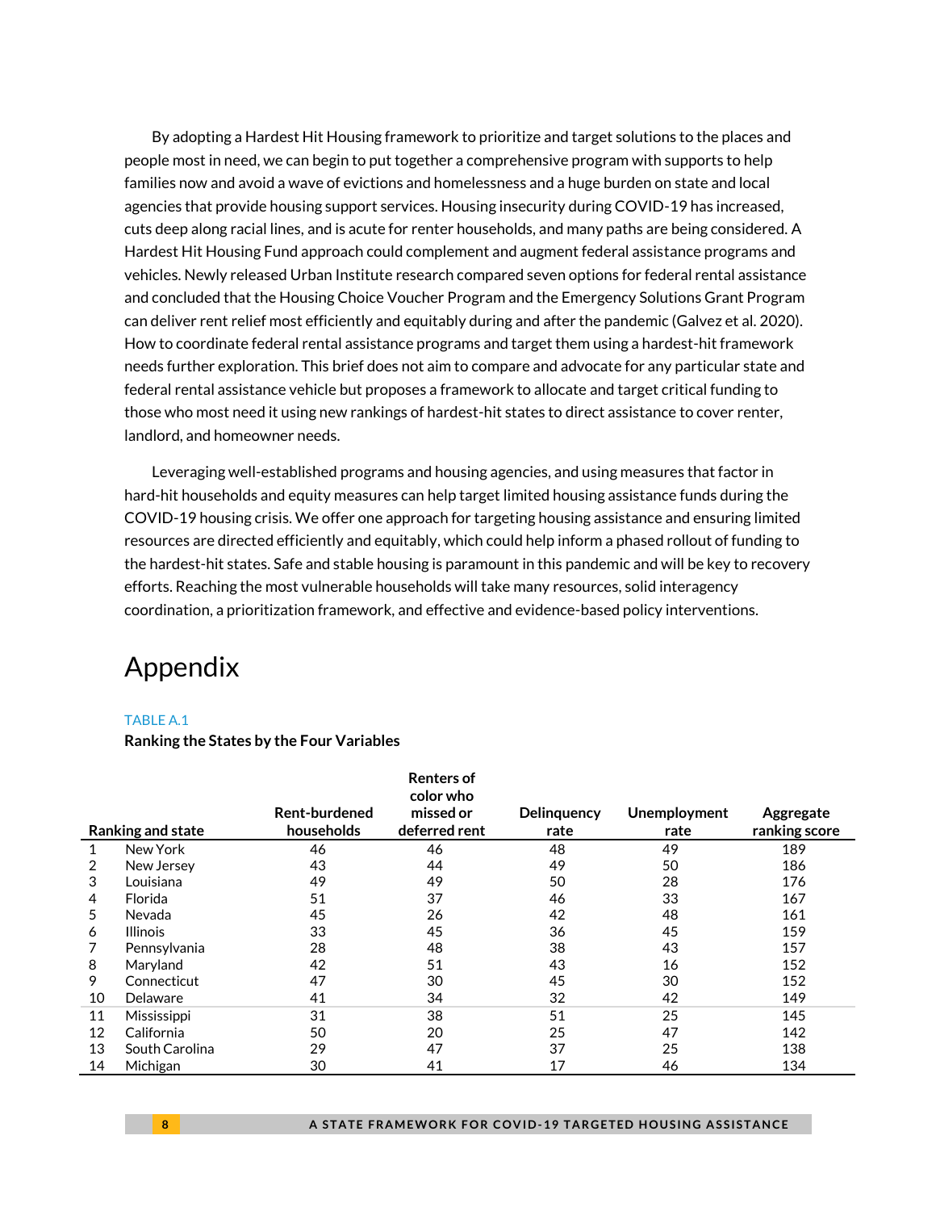By adopting a Hardest Hit Housing framework to prioritize and target solutions to the places and people most in need, we can begin to put together a comprehensive program with supports to help families now and avoid a wave of evictions and homelessness and a huge burden on state and local agencies that provide housing support services. Housing insecurity during COVID-19 has increased, cuts deep along racial lines, and is acute for renter households, and many paths are being considered. A Hardest Hit Housing Fund approach could complement and augment federal assistance programs and vehicles. Newly released Urban Institute research compared seven options for federal rental assistance and concluded that the Housing Choice Voucher Program and the Emergency Solutions Grant Program can deliver rent relief most efficiently and equitably during and after the pandemic (Galvez et al. 2020). How to coordinate federal rental assistance programs and target them using a hardest-hit framework needs further exploration. This brief does not aim to compare and advocate for any particular state and federal rental assistance vehicle but proposes a framework to allocate and target critical funding to those who most need it using new rankings of hardest-hit states to direct assistance to cover renter, landlord, and homeowner needs.

Leveraging well-established programs and housing agencies, and using measures that factor in hard-hit households and equity measures can help target limited housing assistance funds during the COVID-19 housing crisis. We offer one approach for targeting housing assistance and ensuring limited resources are directed efficiently and equitably, which could help inform a phased rollout of funding to the hardest-hit states. Safe and stable housing is paramount in this pandemic and will be key to recovery efforts. Reaching the most vulnerable households will take many resources, solid interagency coordination, a prioritization framework, and effective and evidence-based policy interventions.

# Appendix

TABLE A.1

**Ranking the States by the Four Variables**

| Ranking | State | Rent-burdened households | Renters of color who missed or deferred rent | Delinquency rate | Unemployment rate | Aggregate ranking score |
|---|---|---|---|---|---|---|
| 1 | New York | 46 | 46 | 48 | 49 | 189 |
| 2 | New Jersey | 43 | 44 | 49 | 50 | 186 |
| 3 | Louisiana | 49 | 49 | 50 | 28 | 176 |
| 4 | Florida | 51 | 37 | 46 | 33 | 167 |
| 5 | Nevada | 45 | 26 | 42 | 48 | 161 |
| 6 | Illinois | 33 | 45 | 36 | 45 | 159 |
| 7 | Pennsylvania | 28 | 48 | 38 | 43 | 157 |
| 8 | Maryland | 42 | 51 | 43 | 16 | 152 |
| 9 | Connecticut | 47 | 30 | 45 | 30 | 152 |
| 10 | Delaware | 41 | 34 | 32 | 42 | 149 |
| 11 | Mississippi | 31 | 38 | 51 | 25 | 145 |
| 12 | California | 50 | 20 | 25 | 47 | 142 |
| 13 | South Carolina | 29 | 47 | 37 | 25 | 138 |
| 14 | Michigan | 30 | 41 | 17 | 46 | 134 |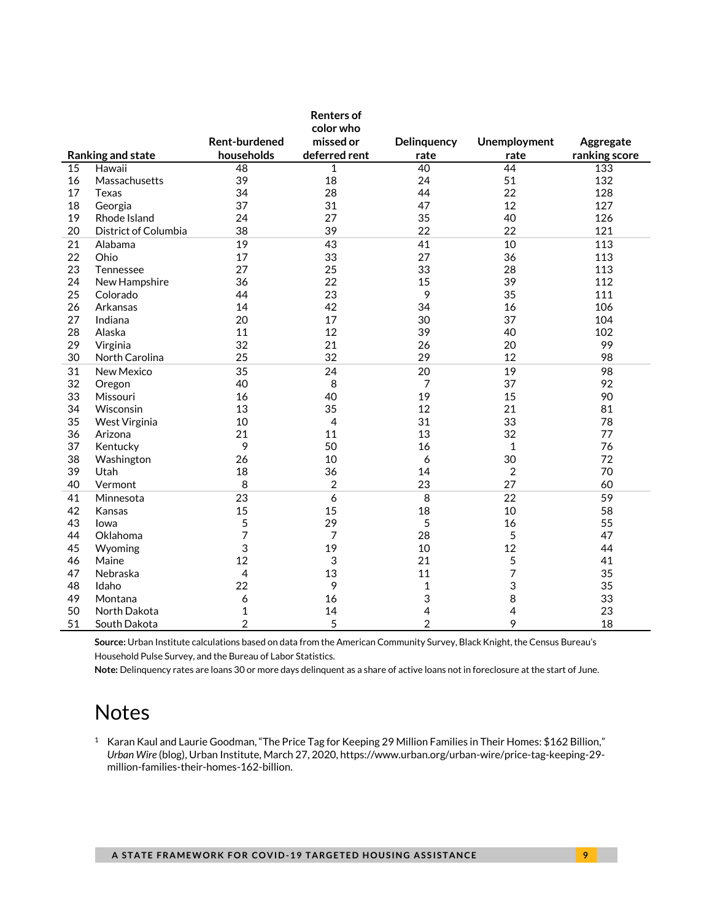| Ranking and state | | Rent-burdened households | Renters of color who missed or deferred rent | Delinquency rate | Unemployment rate | Aggregate ranking score |
|---|---|---|---|---|---|---|
| 15 | Hawaii | 48 | 1 | 40 | 44 | 133 |
| 16 | Massachusetts | 39 | 18 | 24 | 51 | 132 |
| 17 | Texas | 34 | 28 | 44 | 22 | 128 |
| 18 | Georgia | 37 | 31 | 47 | 12 | 127 |
| 19 | Rhode Island | 24 | 27 | 35 | 40 | 126 |
| 20 | District of Columbia | 38 | 39 | 22 | 22 | 121 |
| 21 | Alabama | 19 | 43 | 41 | 10 | 113 |
| 22 | Ohio | 17 | 33 | 27 | 36 | 113 |
| 23 | Tennessee | 27 | 25 | 33 | 28 | 113 |
| 24 | New Hampshire | 36 | 22 | 15 | 39 | 112 |
| 25 | Colorado | 44 | 23 | 9 | 35 | 111 |
| 26 | Arkansas | 14 | 42 | 34 | 16 | 106 |
| 27 | Indiana | 20 | 17 | 30 | 37 | 104 |
| 28 | Alaska | 11 | 12 | 39 | 40 | 102 |
| 29 | Virginia | 32 | 21 | 26 | 20 | 99 |
| 30 | North Carolina | 25 | 32 | 29 | 12 | 98 |
| 31 | New Mexico | 35 | 24 | 20 | 19 | 98 |
| 32 | Oregon | 40 | 8 | 7 | 37 | 92 |
| 33 | Missouri | 16 | 40 | 19 | 15 | 90 |
| 34 | Wisconsin | 13 | 35 | 12 | 21 | 81 |
| 35 | West Virginia | 10 | 4 | 31 | 33 | 78 |
| 36 | Arizona | 21 | 11 | 13 | 32 | 77 |
| 37 | Kentucky | 9 | 50 | 16 | 1 | 76 |
| 38 | Washington | 26 | 10 | 6 | 30 | 72 |
| 39 | Utah | 18 | 36 | 14 | 2 | 70 |
| 40 | Vermont | 8 | 2 | 23 | 27 | 60 |
| 41 | Minnesota | 23 | 6 | 8 | 22 | 59 |
| 42 | Kansas | 15 | 15 | 18 | 10 | 58 |
| 43 | Iowa | 5 | 29 | 5 | 16 | 55 |
| 44 | Oklahoma | 7 | 7 | 28 | 5 | 47 |
| 45 | Wyoming | 3 | 19 | 10 | 12 | 44 |
| 46 | Maine | 12 | 3 | 21 | 5 | 41 |
| 47 | Nebraska | 4 | 13 | 11 | 7 | 35 |
| 48 | Idaho | 22 | 9 | 1 | 3 | 35 |
| 49 | Montana | 6 | 16 | 3 | 8 | 33 |
| 50 | North Dakota | 1 | 14 | 4 | 4 | 23 |
| 51 | South Dakota | 2 | 5 | 2 | 9 | 18 |

**Source:** Urban Institute calculations based on data from the American Community Survey, Black Knight, the Census Bureau's Household Pulse Survey, and the Bureau of Labor Statistics.

**Note:** Delinquency rates are loans 30 or more days delinquent as a share of active loans not in foreclosure at the start of June.

# Notes

[1] Karan Kaul and Laurie Goodman, "The Price Tag for Keeping 29 Million Families in Their Homes: $162 Billion," *Urban Wire* (blog), Urban Institute, March 27, 2020, https://www.urban.org/urban-wire/price-tag-keeping-29-million-families-their-homes-162-billion.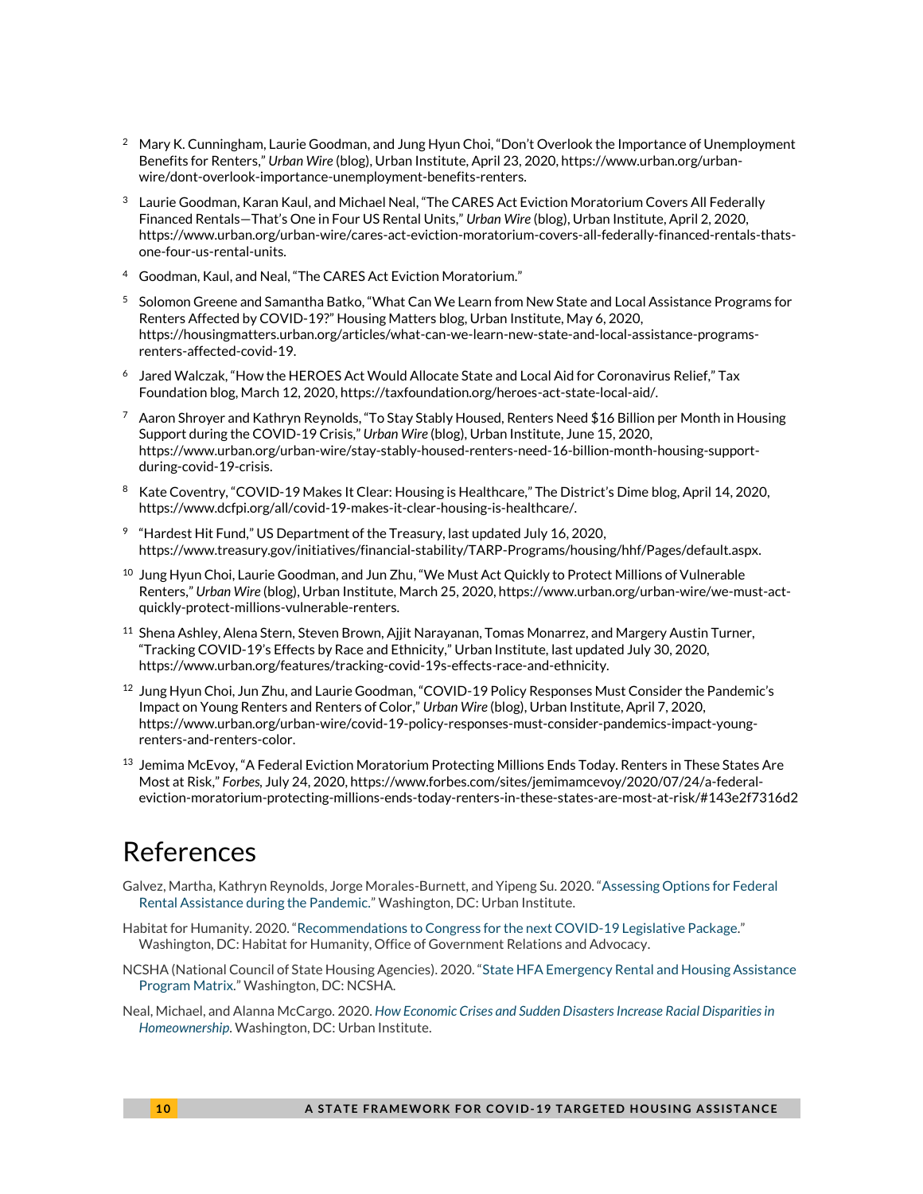[2] Mary K. Cunningham, Laurie Goodman, and Jung Hyun Choi, "Don't Overlook the Importance of Unemployment Benefits for Renters," *Urban Wire* (blog), Urban Institute, April 23, 2020, https://www.urban.org/urban-wire/dont-overlook-importance-unemployment-benefits-renters.

[3] Laurie Goodman, Karan Kaul, and Michael Neal, "The CARES Act Eviction Moratorium Covers All Federally Financed Rentals—That's One in Four US Rental Units," *Urban Wire* (blog), Urban Institute, April 2, 2020, https://www.urban.org/urban-wire/cares-act-eviction-moratorium-covers-all-federally-financed-rentals-thats-one-four-us-rental-units.

[4] Goodman, Kaul, and Neal, "The CARES Act Eviction Moratorium."

[5] Solomon Greene and Samantha Batko, "What Can We Learn from New State and Local Assistance Programs for Renters Affected by COVID-19?" Housing Matters blog, Urban Institute, May 6, 2020, https://housingmatters.urban.org/articles/what-can-we-learn-new-state-and-local-assistance-programs-renters-affected-covid-19.

[6] Jared Walczak, "How the HEROES Act Would Allocate State and Local Aid for Coronavirus Relief," Tax Foundation blog, March 12, 2020, https://taxfoundation.org/heroes-act-state-local-aid/.

[7] Aaron Shroyer and Kathryn Reynolds, "To Stay Stably Housed, Renters Need $16 Billion per Month in Housing Support during the COVID-19 Crisis," *Urban Wire* (blog), Urban Institute, June 15, 2020, https://www.urban.org/urban-wire/stay-stably-housed-renters-need-16-billion-month-housing-support-during-covid-19-crisis.

[8] Kate Coventry, "COVID-19 Makes It Clear: Housing is Healthcare," The District's Dime blog, April 14, 2020, https://www.dcfpi.org/all/covid-19-makes-it-clear-housing-is-healthcare/.

[9] "Hardest Hit Fund," US Department of the Treasury, last updated July 16, 2020, https://www.treasury.gov/initiatives/financial-stability/TARP-Programs/housing/hhf/Pages/default.aspx.

[10] Jung Hyun Choi, Laurie Goodman, and Jun Zhu, "We Must Act Quickly to Protect Millions of Vulnerable Renters," *Urban Wire* (blog), Urban Institute, March 25, 2020, https://www.urban.org/urban-wire/we-must-act-quickly-protect-millions-vulnerable-renters.

[11] Shena Ashley, Alena Stern, Steven Brown, Ajjit Narayanan, Tomas Monarrez, and Margery Austin Turner, "Tracking COVID-19's Effects by Race and Ethnicity," Urban Institute, last updated July 30, 2020, https://www.urban.org/features/tracking-covid-19s-effects-race-and-ethnicity.

[12] Jung Hyun Choi, Jun Zhu, and Laurie Goodman, "COVID-19 Policy Responses Must Consider the Pandemic's Impact on Young Renters and Renters of Color," *Urban Wire* (blog), Urban Institute, April 7, 2020, https://www.urban.org/urban-wire/covid-19-policy-responses-must-consider-pandemics-impact-young-renters-and-renters-color.

[13] Jemima McEvoy, "A Federal Eviction Moratorium Protecting Millions Ends Today. Renters in These States Are Most at Risk," *Forbes*, July 24, 2020, https://www.forbes.com/sites/jemimamcevoy/2020/07/24/a-federal-eviction-moratorium-protecting-millions-ends-today-renters-in-these-states-are-most-at-risk/#143e2f7316d2

# References

Galvez, Martha, Kathryn Reynolds, Jorge Morales-Burnett, and Yipeng Su. 2020. "Assessing Options for Federal Rental Assistance during the Pandemic." Washington, DC: Urban Institute.

Habitat for Humanity. 2020. "Recommendations to Congress for the next COVID-19 Legislative Package." Washington, DC: Habitat for Humanity, Office of Government Relations and Advocacy.

NCSHA (National Council of State Housing Agencies). 2020. "State HFA Emergency Rental and Housing Assistance Program Matrix." Washington, DC: NCSHA.

Neal, Michael, and Alanna McCargo. 2020. *How Economic Crises and Sudden Disasters Increase Racial Disparities in Homeownership*. Washington, DC: Urban Institute.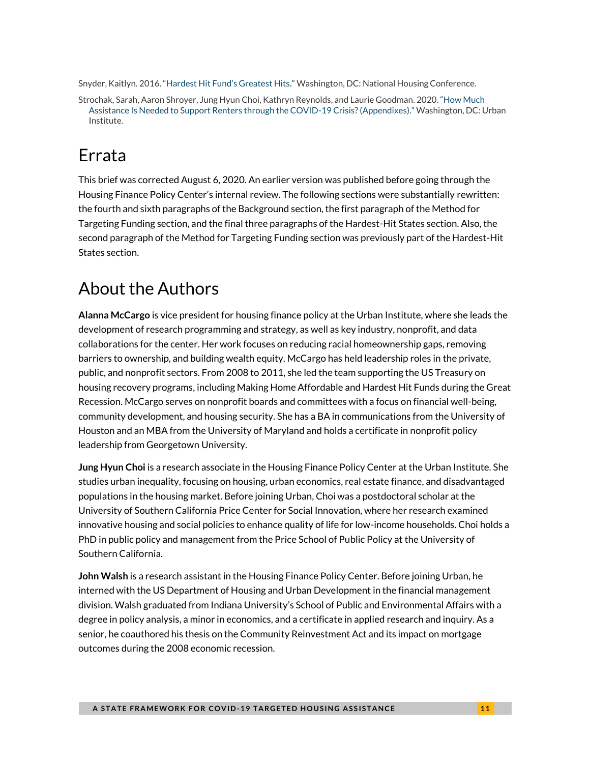Snyder, Kaitlyn. 2016. "Hardest Hit Fund's Greatest Hits." Washington, DC: National Housing Conference.

Strochak, Sarah, Aaron Shroyer, Jung Hyun Choi, Kathryn Reynolds, and Laurie Goodman. 2020. "How Much Assistance Is Needed to Support Renters through the COVID-19 Crisis? (Appendixes)." Washington, DC: Urban Institute.

# Errata

This brief was corrected August 6, 2020. An earlier version was published before going through the Housing Finance Policy Center's internal review. The following sections were substantially rewritten: the fourth and sixth paragraphs of the Background section, the first paragraph of the Method for Targeting Funding section, and the final three paragraphs of the Hardest-Hit States section. Also, the second paragraph of the Method for Targeting Funding section was previously part of the Hardest-Hit States section.

# About the Authors

**Alanna McCargo** is vice president for housing finance policy at the Urban Institute, where she leads the development of research programming and strategy, as well as key industry, nonprofit, and data collaborations for the center. Her work focuses on reducing racial homeownership gaps, removing barriers to ownership, and building wealth equity. McCargo has held leadership roles in the private, public, and nonprofit sectors. From 2008 to 2011, she led the team supporting the US Treasury on housing recovery programs, including Making Home Affordable and Hardest Hit Funds during the Great Recession. McCargo serves on nonprofit boards and committees with a focus on financial well-being, community development, and housing security. She has a BA in communications from the University of Houston and an MBA from the University of Maryland and holds a certificate in nonprofit policy leadership from Georgetown University.

**Jung Hyun Choi** is a research associate in the Housing Finance Policy Center at the Urban Institute. She studies urban inequality, focusing on housing, urban economics, real estate finance, and disadvantaged populations in the housing market. Before joining Urban, Choi was a postdoctoral scholar at the University of Southern California Price Center for Social Innovation, where her research examined innovative housing and social policies to enhance quality of life for low-income households. Choi holds a PhD in public policy and management from the Price School of Public Policy at the University of Southern California.

**John Walsh** is a research assistant in the Housing Finance Policy Center. Before joining Urban, he interned with the US Department of Housing and Urban Development in the financial management division. Walsh graduated from Indiana University's School of Public and Environmental Affairs with a degree in policy analysis, a minor in economics, and a certificate in applied research and inquiry. As a senior, he coauthored his thesis on the Community Reinvestment Act and its impact on mortgage outcomes during the 2008 economic recession.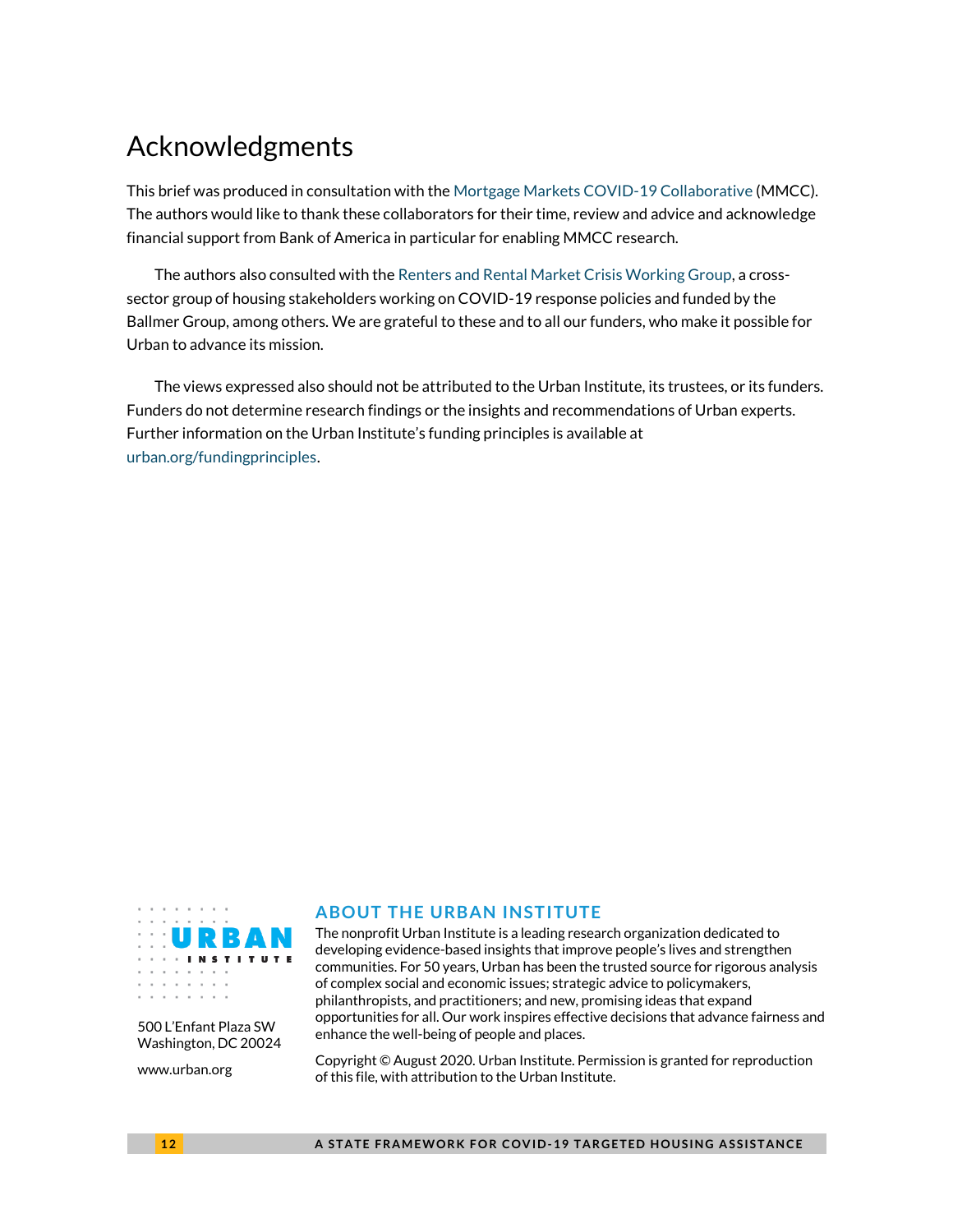# Acknowledgments

This brief was produced in consultation with the Mortgage Markets COVID-19 Collaborative (MMCC). The authors would like to thank these collaborators for their time, review and advice and acknowledge financial support from Bank of America in particular for enabling MMCC research.

The authors also consulted with the Renters and Rental Market Crisis Working Group, a cross-sector group of housing stakeholders working on COVID-19 response policies and funded by the Ballmer Group, among others. We are grateful to these and to all our funders, who make it possible for Urban to advance its mission.

The views expressed also should not be attributed to the Urban Institute, its trustees, or its funders. Funders do not determine research findings or the insights and recommendations of Urban experts. Further information on the Urban Institute's funding principles is available at urban.org/fundingprinciples.

URBAN INSTITUTE

500 L'Enfant Plaza SW
Washington, DC 20024

www.urban.org

## ABOUT THE URBAN INSTITUTE

The nonprofit Urban Institute is a leading research organization dedicated to developing evidence-based insights that improve people's lives and strengthen communities. For 50 years, Urban has been the trusted source for rigorous analysis of complex social and economic issues; strategic advice to policymakers, philanthropists, and practitioners; and new, promising ideas that expand opportunities for all. Our work inspires effective decisions that advance fairness and enhance the well-being of people and places.

Copyright © August 2020. Urban Institute. Permission is granted for reproduction of this file, with attribution to the Urban Institute.